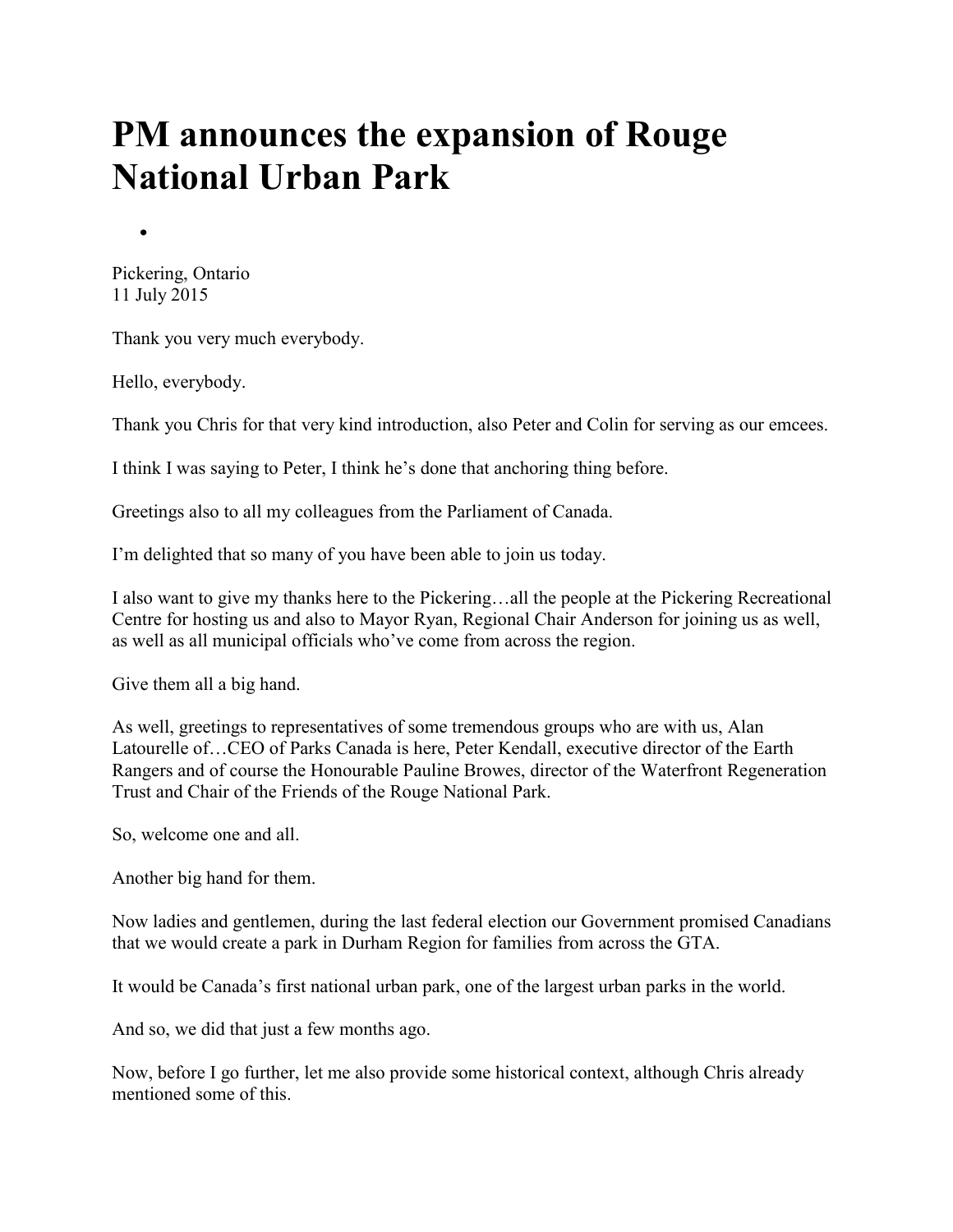# PM announces the expansion of Rouge National Urban Park

- 

Pickering, Ontario
11 July 2015

Thank you very much everybody.

Hello, everybody.

Thank you Chris for that very kind introduction, also Peter and Colin for serving as our emcees.

I think I was saying to Peter, I think he's done that anchoring thing before.

Greetings also to all my colleagues from the Parliament of Canada.

I'm delighted that so many of you have been able to join us today.

I also want to give my thanks here to the Pickering…all the people at the Pickering Recreational Centre for hosting us and also to Mayor Ryan, Regional Chair Anderson for joining us as well, as well as all municipal officials who've come from across the region.

Give them all a big hand.

As well, greetings to representatives of some tremendous groups who are with us, Alan Latourelle of…CEO of Parks Canada is here, Peter Kendall, executive director of the Earth Rangers and of course the Honourable Pauline Browes, director of the Waterfront Regeneration Trust and Chair of the Friends of the Rouge National Park.

So, welcome one and all.

Another big hand for them.

Now ladies and gentlemen, during the last federal election our Government promised Canadians that we would create a park in Durham Region for families from across the GTA.

It would be Canada's first national urban park, one of the largest urban parks in the world.

And so, we did that just a few months ago.

Now, before I go further, let me also provide some historical context, although Chris already mentioned some of this.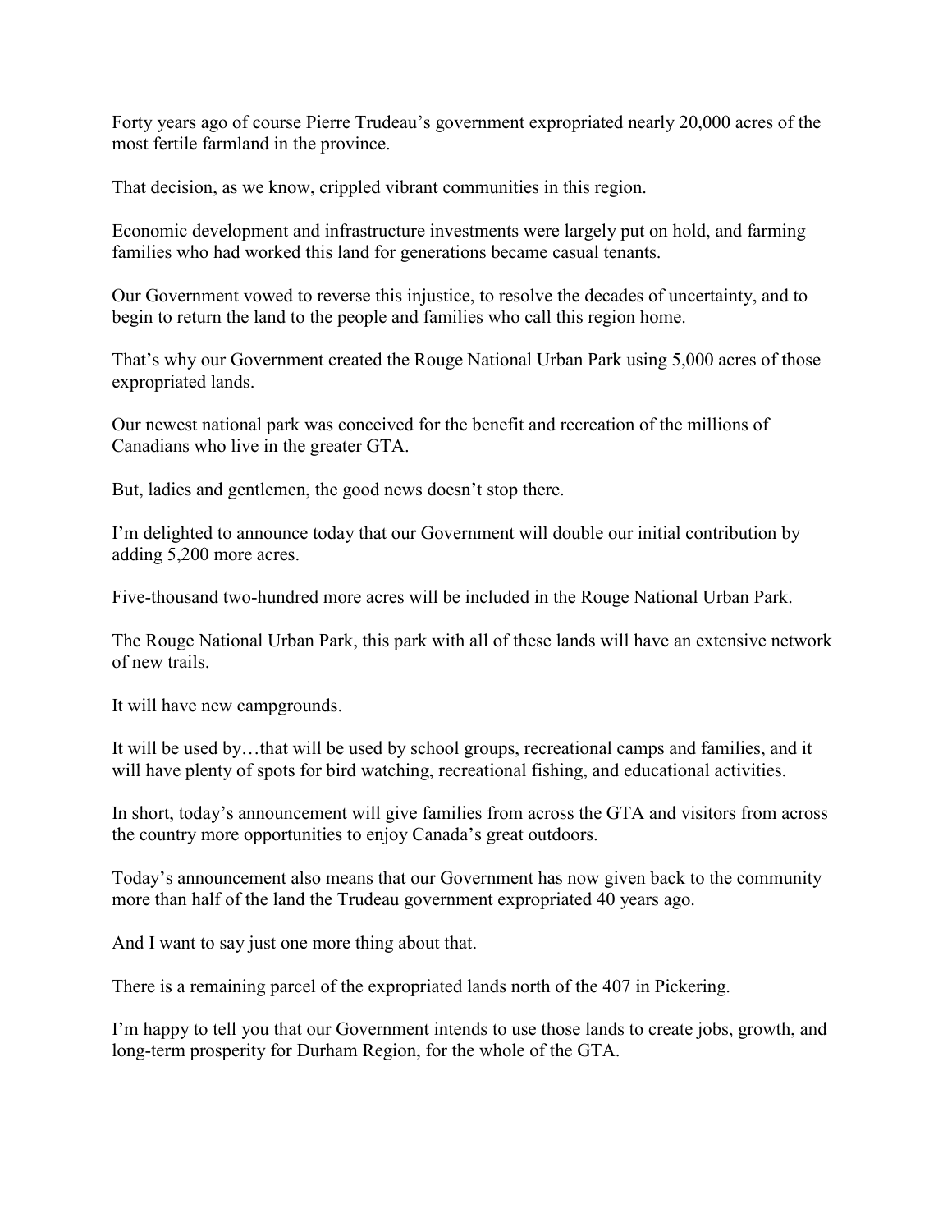Forty years ago of course Pierre Trudeau's government expropriated nearly 20,000 acres of the most fertile farmland in the province.

That decision, as we know, crippled vibrant communities in this region.

Economic development and infrastructure investments were largely put on hold, and farming families who had worked this land for generations became casual tenants.

Our Government vowed to reverse this injustice, to resolve the decades of uncertainty, and to begin to return the land to the people and families who call this region home.

That's why our Government created the Rouge National Urban Park using 5,000 acres of those expropriated lands.

Our newest national park was conceived for the benefit and recreation of the millions of Canadians who live in the greater GTA.

But, ladies and gentlemen, the good news doesn't stop there.

I'm delighted to announce today that our Government will double our initial contribution by adding 5,200 more acres.

Five-thousand two-hundred more acres will be included in the Rouge National Urban Park.

The Rouge National Urban Park, this park with all of these lands will have an extensive network of new trails.

It will have new campgrounds.

It will be used by…that will be used by school groups, recreational camps and families, and it will have plenty of spots for bird watching, recreational fishing, and educational activities.

In short, today's announcement will give families from across the GTA and visitors from across the country more opportunities to enjoy Canada's great outdoors.

Today's announcement also means that our Government has now given back to the community more than half of the land the Trudeau government expropriated 40 years ago.

And I want to say just one more thing about that.

There is a remaining parcel of the expropriated lands north of the 407 in Pickering.

I'm happy to tell you that our Government intends to use those lands to create jobs, growth, and long-term prosperity for Durham Region, for the whole of the GTA.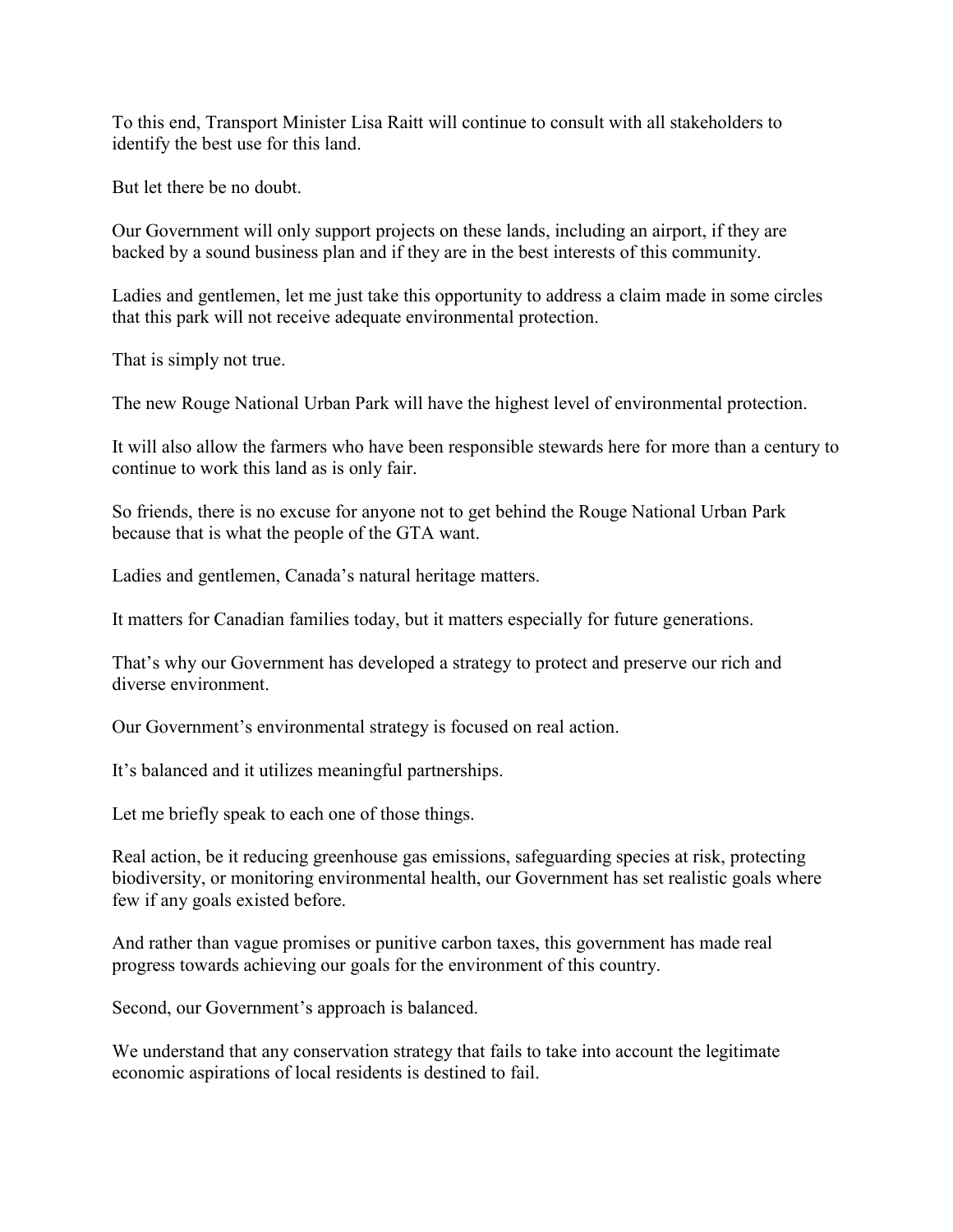To this end, Transport Minister Lisa Raitt will continue to consult with all stakeholders to identify the best use for this land.

But let there be no doubt.

Our Government will only support projects on these lands, including an airport, if they are backed by a sound business plan and if they are in the best interests of this community.

Ladies and gentlemen, let me just take this opportunity to address a claim made in some circles that this park will not receive adequate environmental protection.

That is simply not true.

The new Rouge National Urban Park will have the highest level of environmental protection.

It will also allow the farmers who have been responsible stewards here for more than a century to continue to work this land as is only fair.

So friends, there is no excuse for anyone not to get behind the Rouge National Urban Park because that is what the people of the GTA want.

Ladies and gentlemen, Canada's natural heritage matters.

It matters for Canadian families today, but it matters especially for future generations.

That's why our Government has developed a strategy to protect and preserve our rich and diverse environment.

Our Government's environmental strategy is focused on real action.

It's balanced and it utilizes meaningful partnerships.

Let me briefly speak to each one of those things.

Real action, be it reducing greenhouse gas emissions, safeguarding species at risk, protecting biodiversity, or monitoring environmental health, our Government has set realistic goals where few if any goals existed before.

And rather than vague promises or punitive carbon taxes, this government has made real progress towards achieving our goals for the environment of this country.

Second, our Government's approach is balanced.

We understand that any conservation strategy that fails to take into account the legitimate economic aspirations of local residents is destined to fail.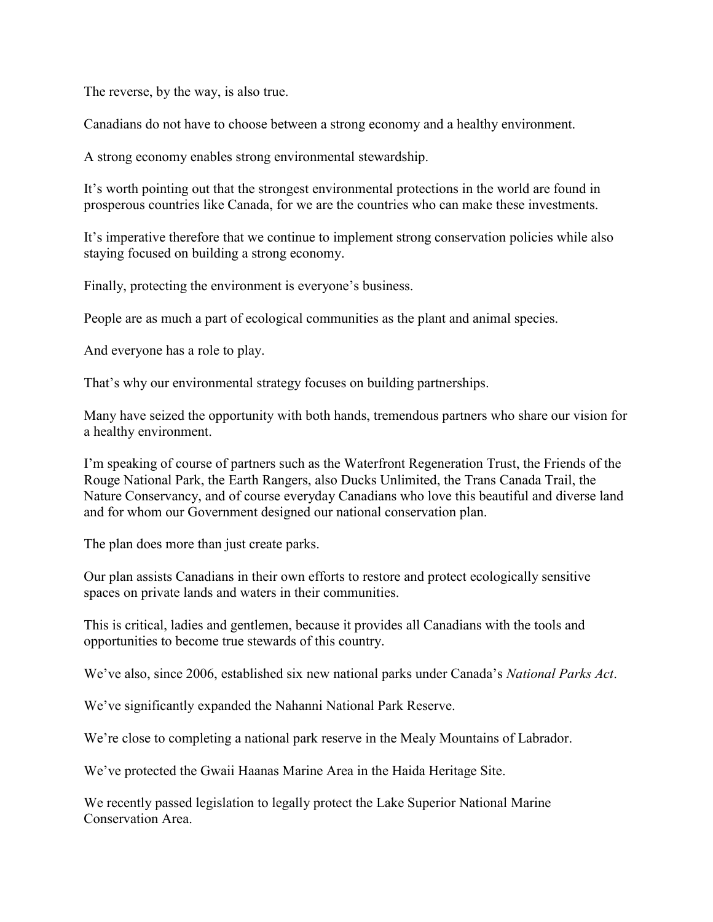The reverse, by the way, is also true.

Canadians do not have to choose between a strong economy and a healthy environment.

A strong economy enables strong environmental stewardship.

It's worth pointing out that the strongest environmental protections in the world are found in prosperous countries like Canada, for we are the countries who can make these investments.

It's imperative therefore that we continue to implement strong conservation policies while also staying focused on building a strong economy.

Finally, protecting the environment is everyone's business.

People are as much a part of ecological communities as the plant and animal species.

And everyone has a role to play.

That's why our environmental strategy focuses on building partnerships.

Many have seized the opportunity with both hands, tremendous partners who share our vision for a healthy environment.

I'm speaking of course of partners such as the Waterfront Regeneration Trust, the Friends of the Rouge National Park, the Earth Rangers, also Ducks Unlimited, the Trans Canada Trail, the Nature Conservancy, and of course everyday Canadians who love this beautiful and diverse land and for whom our Government designed our national conservation plan.

The plan does more than just create parks.

Our plan assists Canadians in their own efforts to restore and protect ecologically sensitive spaces on private lands and waters in their communities.

This is critical, ladies and gentlemen, because it provides all Canadians with the tools and opportunities to become true stewards of this country.

We've also, since 2006, established six new national parks under Canada's *National Parks Act*.

We've significantly expanded the Nahanni National Park Reserve.

We're close to completing a national park reserve in the Mealy Mountains of Labrador.

We've protected the Gwaii Haanas Marine Area in the Haida Heritage Site.

We recently passed legislation to legally protect the Lake Superior National Marine Conservation Area.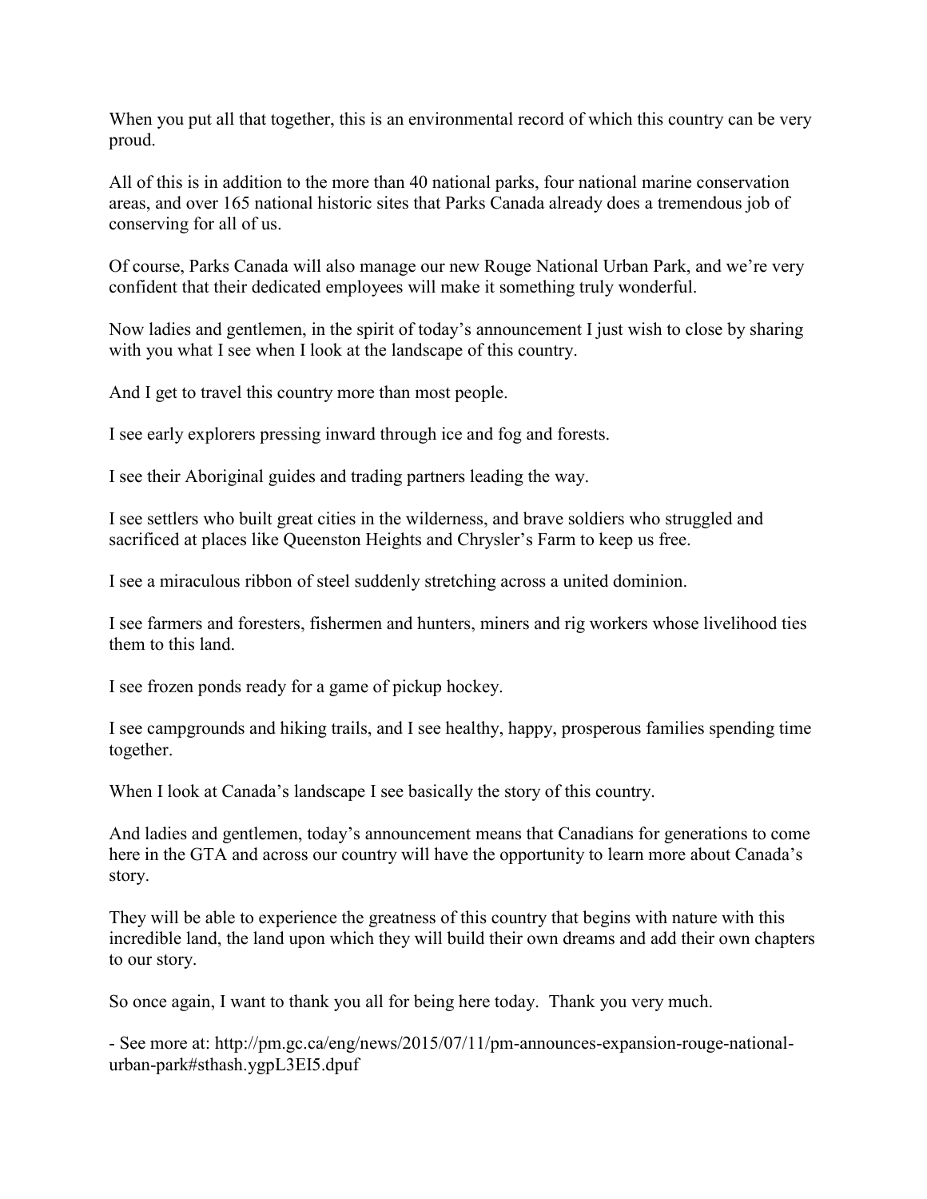When you put all that together, this is an environmental record of which this country can be very proud.

All of this is in addition to the more than 40 national parks, four national marine conservation areas, and over 165 national historic sites that Parks Canada already does a tremendous job of conserving for all of us.

Of course, Parks Canada will also manage our new Rouge National Urban Park, and we're very confident that their dedicated employees will make it something truly wonderful.

Now ladies and gentlemen, in the spirit of today's announcement I just wish to close by sharing with you what I see when I look at the landscape of this country.

And I get to travel this country more than most people.

I see early explorers pressing inward through ice and fog and forests.

I see their Aboriginal guides and trading partners leading the way.

I see settlers who built great cities in the wilderness, and brave soldiers who struggled and sacrificed at places like Queenston Heights and Chrysler's Farm to keep us free.

I see a miraculous ribbon of steel suddenly stretching across a united dominion.

I see farmers and foresters, fishermen and hunters, miners and rig workers whose livelihood ties them to this land.

I see frozen ponds ready for a game of pickup hockey.

I see campgrounds and hiking trails, and I see healthy, happy, prosperous families spending time together.

When I look at Canada's landscape I see basically the story of this country.

And ladies and gentlemen, today's announcement means that Canadians for generations to come here in the GTA and across our country will have the opportunity to learn more about Canada's story.

They will be able to experience the greatness of this country that begins with nature with this incredible land, the land upon which they will build their own dreams and add their own chapters to our story.

So once again, I want to thank you all for being here today. Thank you very much.

- See more at: http://pm.gc.ca/eng/news/2015/07/11/pm-announces-expansion-rouge-national-urban-park#sthash.ygpL3EI5.dpuf